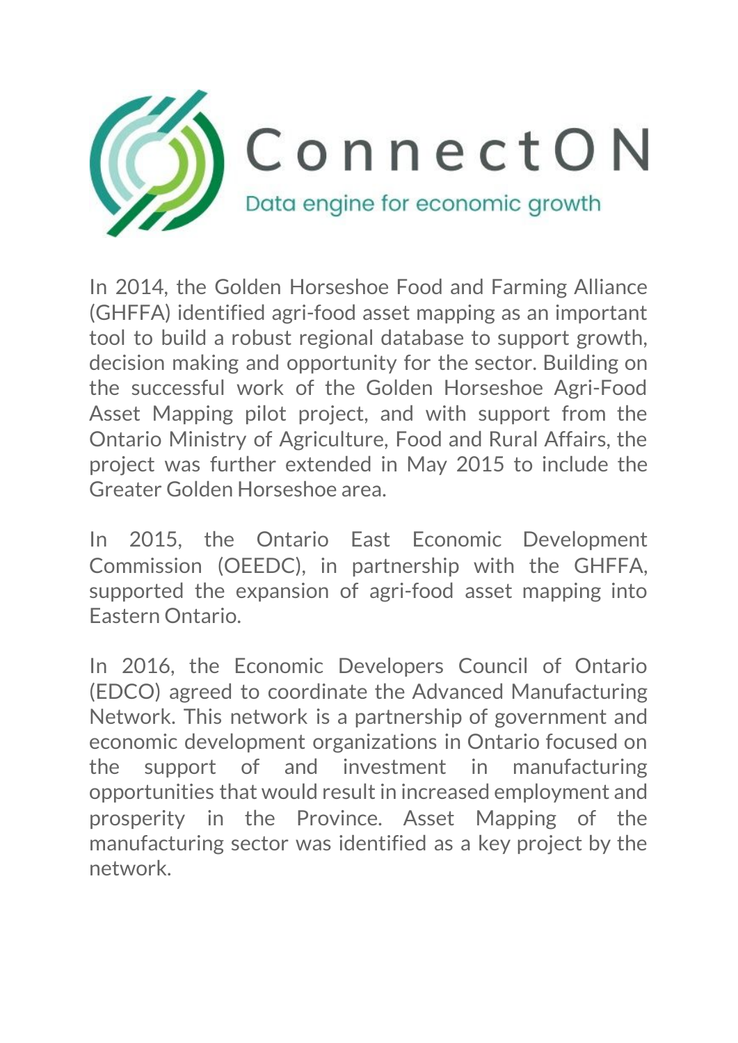# ConnectON

Data engine for economic growth

In 2014, the Golden Horseshoe Food and Farming Alliance (GHFFA) identified agri-food asset mapping as an important tool to build a robust regional database to support growth, decision making and opportunity for the sector. Building on the successful work of the Golden Horseshoe Agri-Food Asset Mapping pilot project, and with support from the Ontario Ministry of Agriculture, Food and Rural Affairs, the project was further extended in May 2015 to include the Greater Golden Horseshoe area.

In 2015, the Ontario East Economic Development Commission (OEEDC), in partnership with the GHFFA, supported the expansion of agri-food asset mapping into Eastern Ontario.

In 2016, the Economic Developers Council of Ontario (EDCO) agreed to coordinate the Advanced Manufacturing Network. This network is a partnership of government and economic development organizations in Ontario focused on the support of and investment in manufacturing opportunities that would result in increased employment and prosperity in the Province. Asset Mapping of the manufacturing sector was identified as a key project by the network.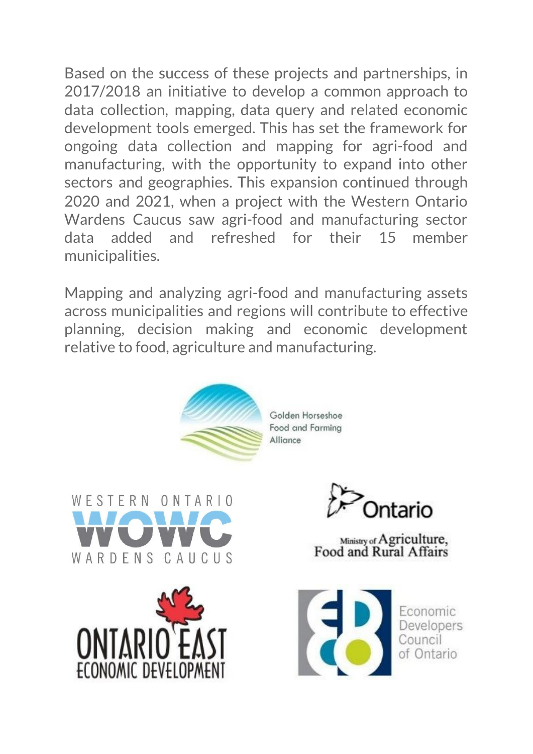Based on the success of these projects and partnerships, in 2017/2018 an initiative to develop a common approach to data collection, mapping, data query and related economic development tools emerged. This has set the framework for ongoing data collection and mapping for agri-food and manufacturing, with the opportunity to expand into other sectors and geographies. This expansion continued through 2020 and 2021, when a project with the Western Ontario Wardens Caucus saw agri-food and manufacturing sector data added and refreshed for their 15 member municipalities.

Mapping and analyzing agri-food and manufacturing assets across municipalities and regions will contribute to effective planning, decision making and economic development relative to food, agriculture and manufacturing.

Golden Horseshoe Food and Farming Alliance

WESTERN ONTARIO WOWC WARDENS CAUCUS

Ontario Ministry of Agriculture, Food and Rural Affairs

ONTARIO EAST ECONOMIC DEVELOPMENT

Economic Developers Council of Ontario